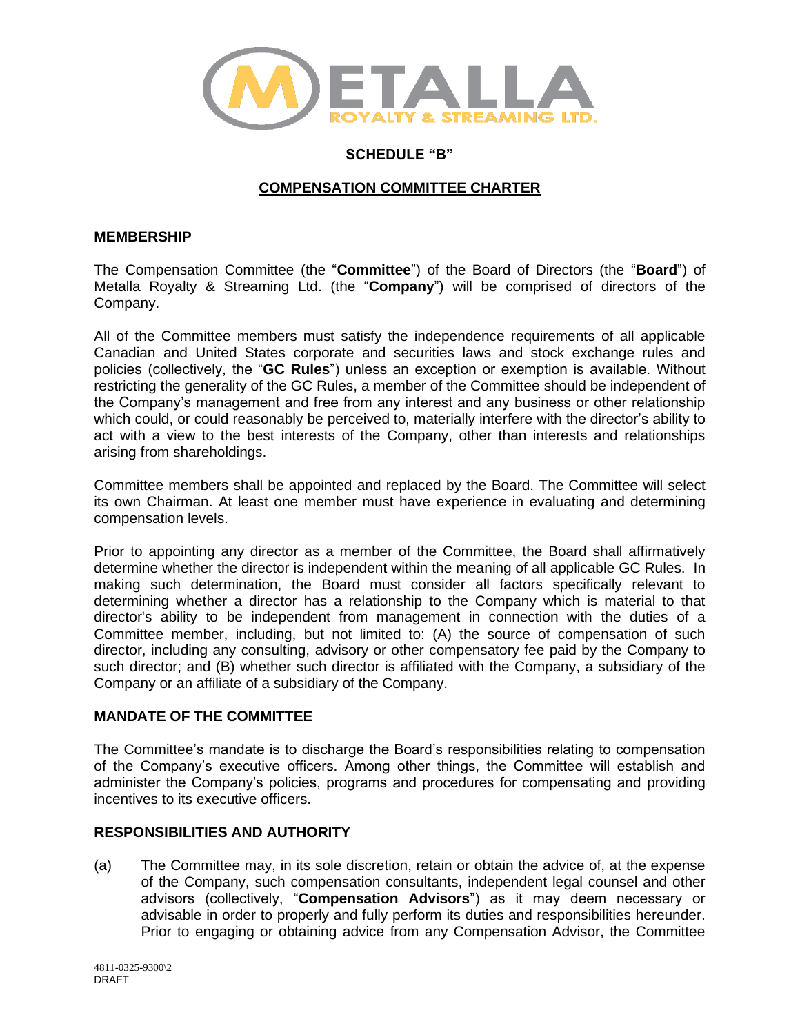## SCHEDULE "B"

## COMPENSATION COMMITTEE CHARTER

### MEMBERSHIP

The Compensation Committee (the "**Committee**") of the Board of Directors (the "**Board**") of Metalla Royalty & Streaming Ltd. (the "**Company**") will be comprised of directors of the Company.

All of the Committee members must satisfy the independence requirements of all applicable Canadian and United States corporate and securities laws and stock exchange rules and policies (collectively, the "**GC Rules**") unless an exception or exemption is available. Without restricting the generality of the GC Rules, a member of the Committee should be independent of the Company's management and free from any interest and any business or other relationship which could, or could reasonably be perceived to, materially interfere with the director's ability to act with a view to the best interests of the Company, other than interests and relationships arising from shareholdings.

Committee members shall be appointed and replaced by the Board. The Committee will select its own Chairman. At least one member must have experience in evaluating and determining compensation levels.

Prior to appointing any director as a member of the Committee, the Board shall affirmatively determine whether the director is independent within the meaning of all applicable GC Rules. In making such determination, the Board must consider all factors specifically relevant to determining whether a director has a relationship to the Company which is material to that director's ability to be independent from management in connection with the duties of a Committee member, including, but not limited to: (A) the source of compensation of such director, including any consulting, advisory or other compensatory fee paid by the Company to such director; and (B) whether such director is affiliated with the Company, a subsidiary of the Company or an affiliate of a subsidiary of the Company.

### MANDATE OF THE COMMITTEE

The Committee's mandate is to discharge the Board's responsibilities relating to compensation of the Company's executive officers. Among other things, the Committee will establish and administer the Company's policies, programs and procedures for compensating and providing incentives to its executive officers.

### RESPONSIBILITIES AND AUTHORITY

(a) The Committee may, in its sole discretion, retain or obtain the advice of, at the expense of the Company, such compensation consultants, independent legal counsel and other advisors (collectively, "**Compensation Advisors**") as it may deem necessary or advisable in order to properly and fully perform its duties and responsibilities hereunder. Prior to engaging or obtaining advice from any Compensation Advisor, the Committee

4811-0325-9300\2
DRAFT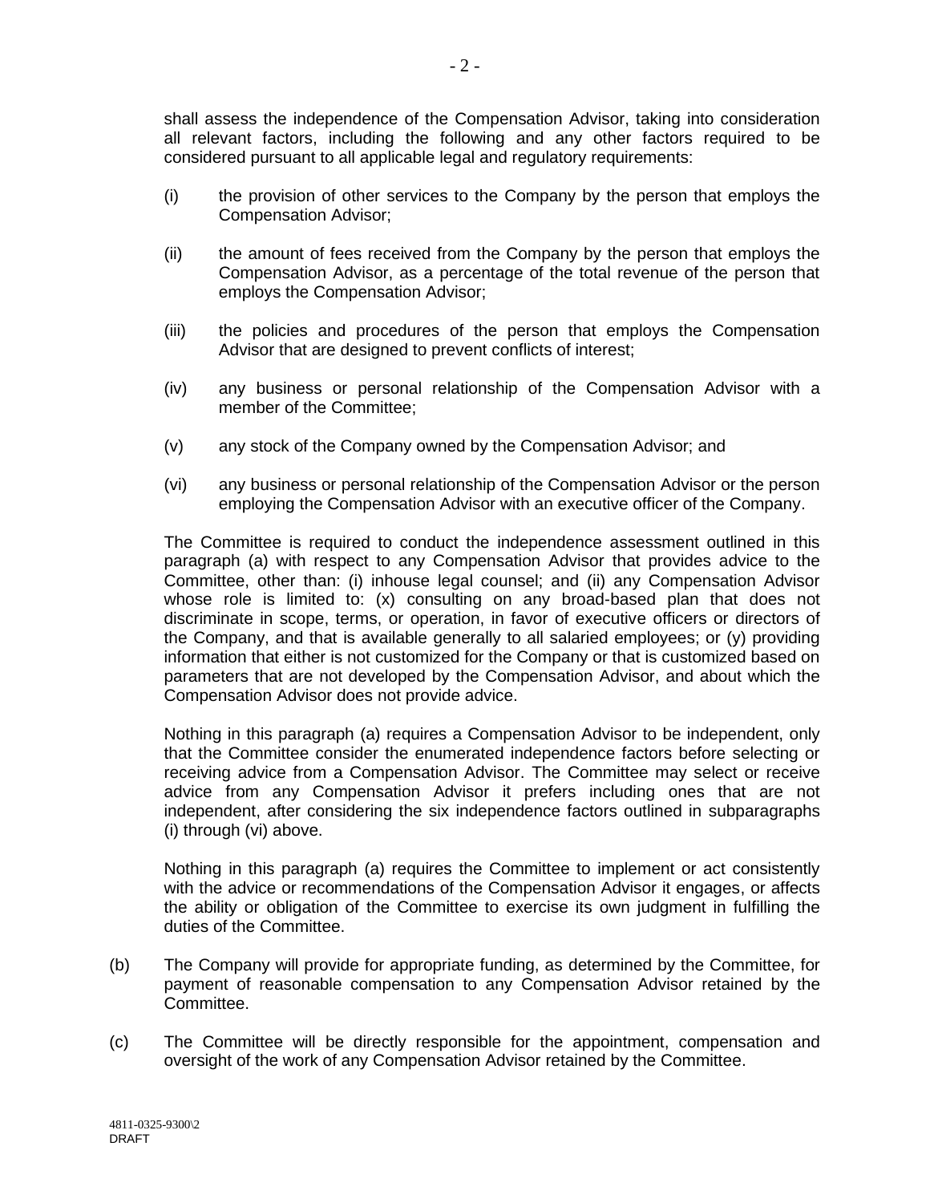shall assess the independence of the Compensation Advisor, taking into consideration all relevant factors, including the following and any other factors required to be considered pursuant to all applicable legal and regulatory requirements:

(i) the provision of other services to the Company by the person that employs the Compensation Advisor;

(ii) the amount of fees received from the Company by the person that employs the Compensation Advisor, as a percentage of the total revenue of the person that employs the Compensation Advisor;

(iii) the policies and procedures of the person that employs the Compensation Advisor that are designed to prevent conflicts of interest;

(iv) any business or personal relationship of the Compensation Advisor with a member of the Committee;

(v) any stock of the Company owned by the Compensation Advisor; and

(vi) any business or personal relationship of the Compensation Advisor or the person employing the Compensation Advisor with an executive officer of the Company.

The Committee is required to conduct the independence assessment outlined in this paragraph (a) with respect to any Compensation Advisor that provides advice to the Committee, other than: (i) inhouse legal counsel; and (ii) any Compensation Advisor whose role is limited to: (x) consulting on any broad-based plan that does not discriminate in scope, terms, or operation, in favor of executive officers or directors of the Company, and that is available generally to all salaried employees; or (y) providing information that either is not customized for the Company or that is customized based on parameters that are not developed by the Compensation Advisor, and about which the Compensation Advisor does not provide advice.

Nothing in this paragraph (a) requires a Compensation Advisor to be independent, only that the Committee consider the enumerated independence factors before selecting or receiving advice from a Compensation Advisor. The Committee may select or receive advice from any Compensation Advisor it prefers including ones that are not independent, after considering the six independence factors outlined in subparagraphs (i) through (vi) above.

Nothing in this paragraph (a) requires the Committee to implement or act consistently with the advice or recommendations of the Compensation Advisor it engages, or affects the ability or obligation of the Committee to exercise its own judgment in fulfilling the duties of the Committee.

(b) The Company will provide for appropriate funding, as determined by the Committee, for payment of reasonable compensation to any Compensation Advisor retained by the Committee.

(c) The Committee will be directly responsible for the appointment, compensation and oversight of the work of any Compensation Advisor retained by the Committee.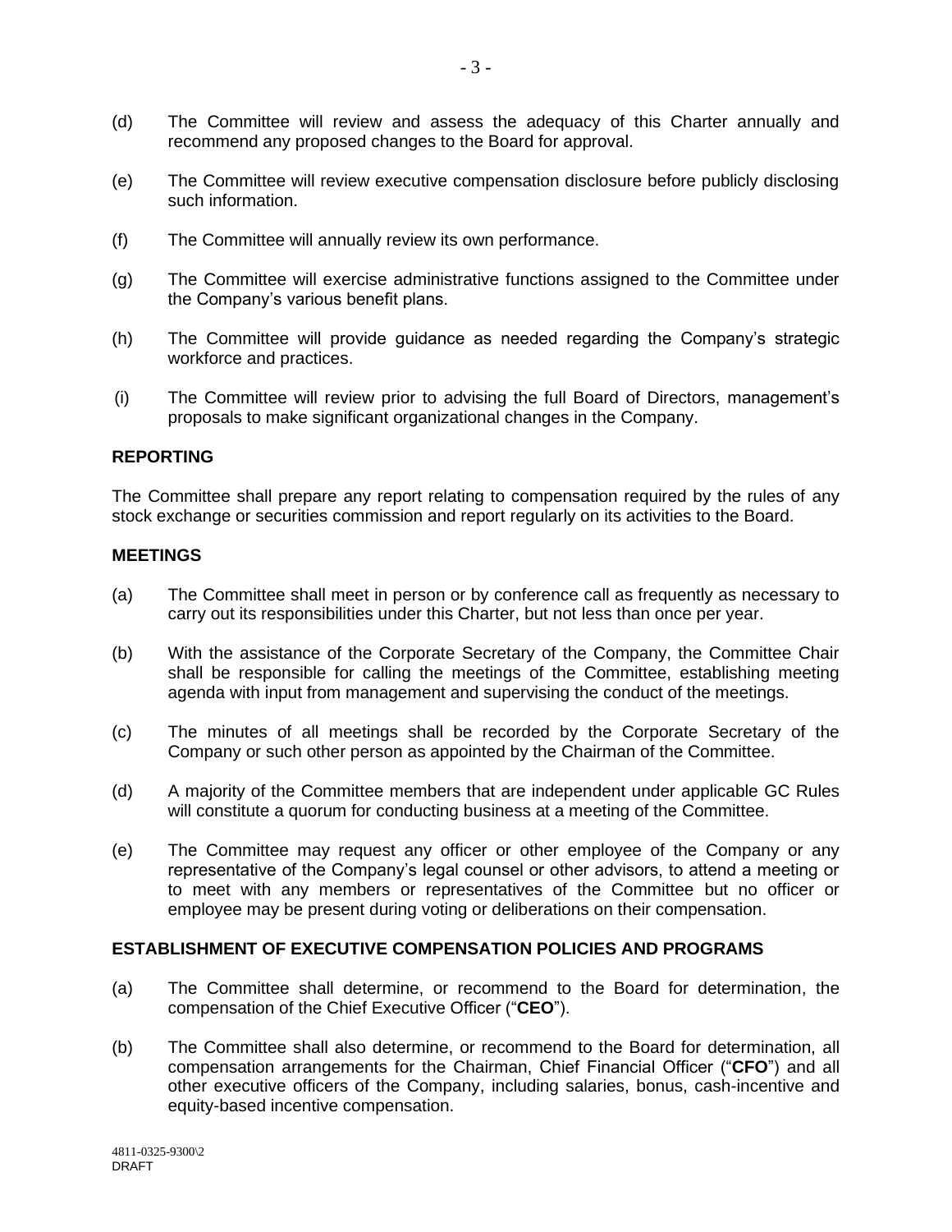(d) The Committee will review and assess the adequacy of this Charter annually and recommend any proposed changes to the Board for approval.

(e) The Committee will review executive compensation disclosure before publicly disclosing such information.

(f) The Committee will annually review its own performance.

(g) The Committee will exercise administrative functions assigned to the Committee under the Company's various benefit plans.

(h) The Committee will provide guidance as needed regarding the Company's strategic workforce and practices.

(i) The Committee will review prior to advising the full Board of Directors, management's proposals to make significant organizational changes in the Company.

**REPORTING**

The Committee shall prepare any report relating to compensation required by the rules of any stock exchange or securities commission and report regularly on its activities to the Board.

**MEETINGS**

(a) The Committee shall meet in person or by conference call as frequently as necessary to carry out its responsibilities under this Charter, but not less than once per year.

(b) With the assistance of the Corporate Secretary of the Company, the Committee Chair shall be responsible for calling the meetings of the Committee, establishing meeting agenda with input from management and supervising the conduct of the meetings.

(c) The minutes of all meetings shall be recorded by the Corporate Secretary of the Company or such other person as appointed by the Chairman of the Committee.

(d) A majority of the Committee members that are independent under applicable GC Rules will constitute a quorum for conducting business at a meeting of the Committee.

(e) The Committee may request any officer or other employee of the Company or any representative of the Company's legal counsel or other advisors, to attend a meeting or to meet with any members or representatives of the Committee but no officer or employee may be present during voting or deliberations on their compensation.

**ESTABLISHMENT OF EXECUTIVE COMPENSATION POLICIES AND PROGRAMS**

(a) The Committee shall determine, or recommend to the Board for determination, the compensation of the Chief Executive Officer ("**CEO**").

(b) The Committee shall also determine, or recommend to the Board for determination, all compensation arrangements for the Chairman, Chief Financial Officer ("**CFO**") and all other executive officers of the Company, including salaries, bonus, cash-incentive and equity-based incentive compensation.

4811-0325-9300\2
DRAFT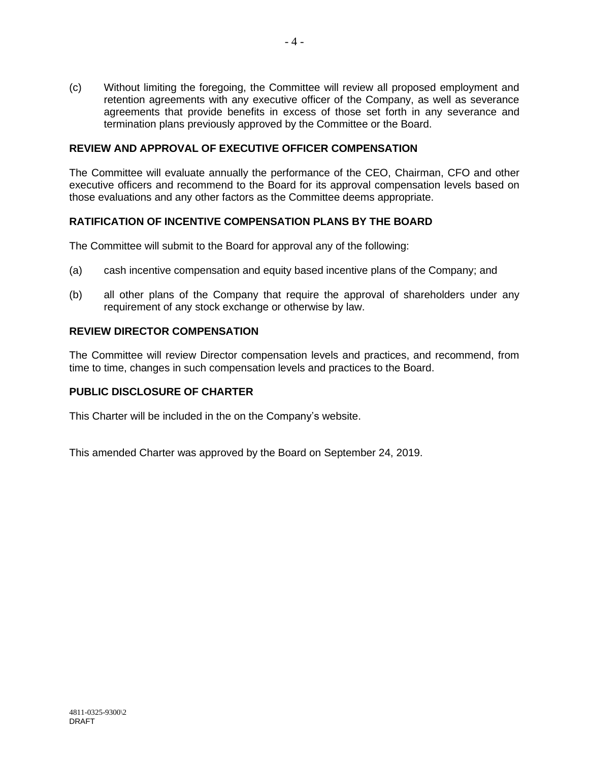(c) Without limiting the foregoing, the Committee will review all proposed employment and retention agreements with any executive officer of the Company, as well as severance agreements that provide benefits in excess of those set forth in any severance and termination plans previously approved by the Committee or the Board.

**REVIEW AND APPROVAL OF EXECUTIVE OFFICER COMPENSATION**

The Committee will evaluate annually the performance of the CEO, Chairman, CFO and other executive officers and recommend to the Board for its approval compensation levels based on those evaluations and any other factors as the Committee deems appropriate.

**RATIFICATION OF INCENTIVE COMPENSATION PLANS BY THE BOARD**

The Committee will submit to the Board for approval any of the following:

(a) cash incentive compensation and equity based incentive plans of the Company; and

(b) all other plans of the Company that require the approval of shareholders under any requirement of any stock exchange or otherwise by law.

**REVIEW DIRECTOR COMPENSATION**

The Committee will review Director compensation levels and practices, and recommend, from time to time, changes in such compensation levels and practices to the Board.

**PUBLIC DISCLOSURE OF CHARTER**

This Charter will be included in the on the Company's website.

This amended Charter was approved by the Board on September 24, 2019.

4811-0325-9300\2
DRAFT